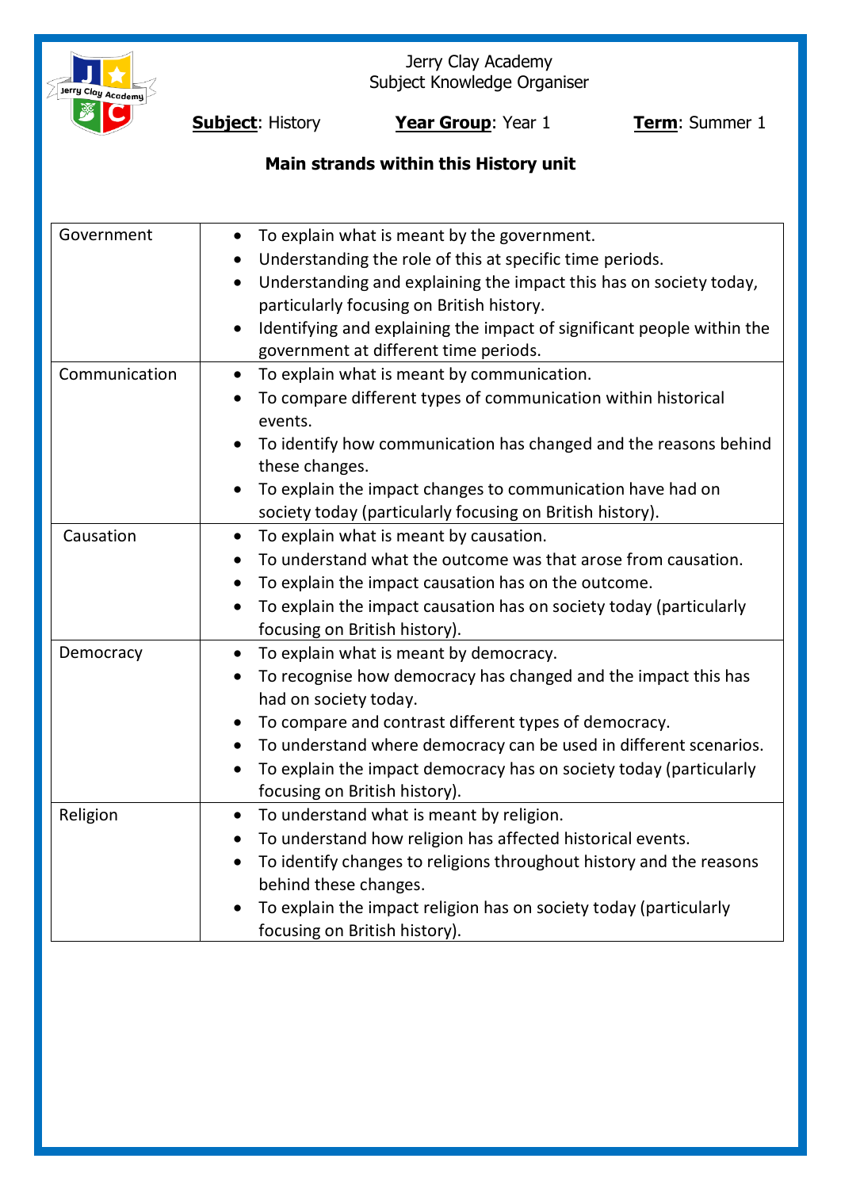Jerry Clay Academy
Subject Knowledge Organiser

**Subject**: History **Year Group**: Year 1 **Term**: Summer 1

**Main strands within this History unit**

| | |
|---|---|
| Government | • To explain what is meant by the government.<br>• Understanding the role of this at specific time periods.<br>• Understanding and explaining the impact this has on society today, particularly focusing on British history.<br>• Identifying and explaining the impact of significant people within the government at different time periods. |
| Communication | • To explain what is meant by communication.<br>• To compare different types of communication within historical events.<br>• To identify how communication has changed and the reasons behind these changes.<br>• To explain the impact changes to communication have had on society today (particularly focusing on British history). |
| Causation | • To explain what is meant by causation.<br>• To understand what the outcome was that arose from causation.<br>• To explain the impact causation has on the outcome.<br>• To explain the impact causation has on society today (particularly focusing on British history). |
| Democracy | • To explain what is meant by democracy.<br>• To recognise how democracy has changed and the impact this has had on society today.<br>• To compare and contrast different types of democracy.<br>• To understand where democracy can be used in different scenarios.<br>• To explain the impact democracy has on society today (particularly focusing on British history). |
| Religion | • To understand what is meant by religion.<br>• To understand how religion has affected historical events.<br>• To identify changes to religions throughout history and the reasons behind these changes.<br>• To explain the impact religion has on society today (particularly focusing on British history). |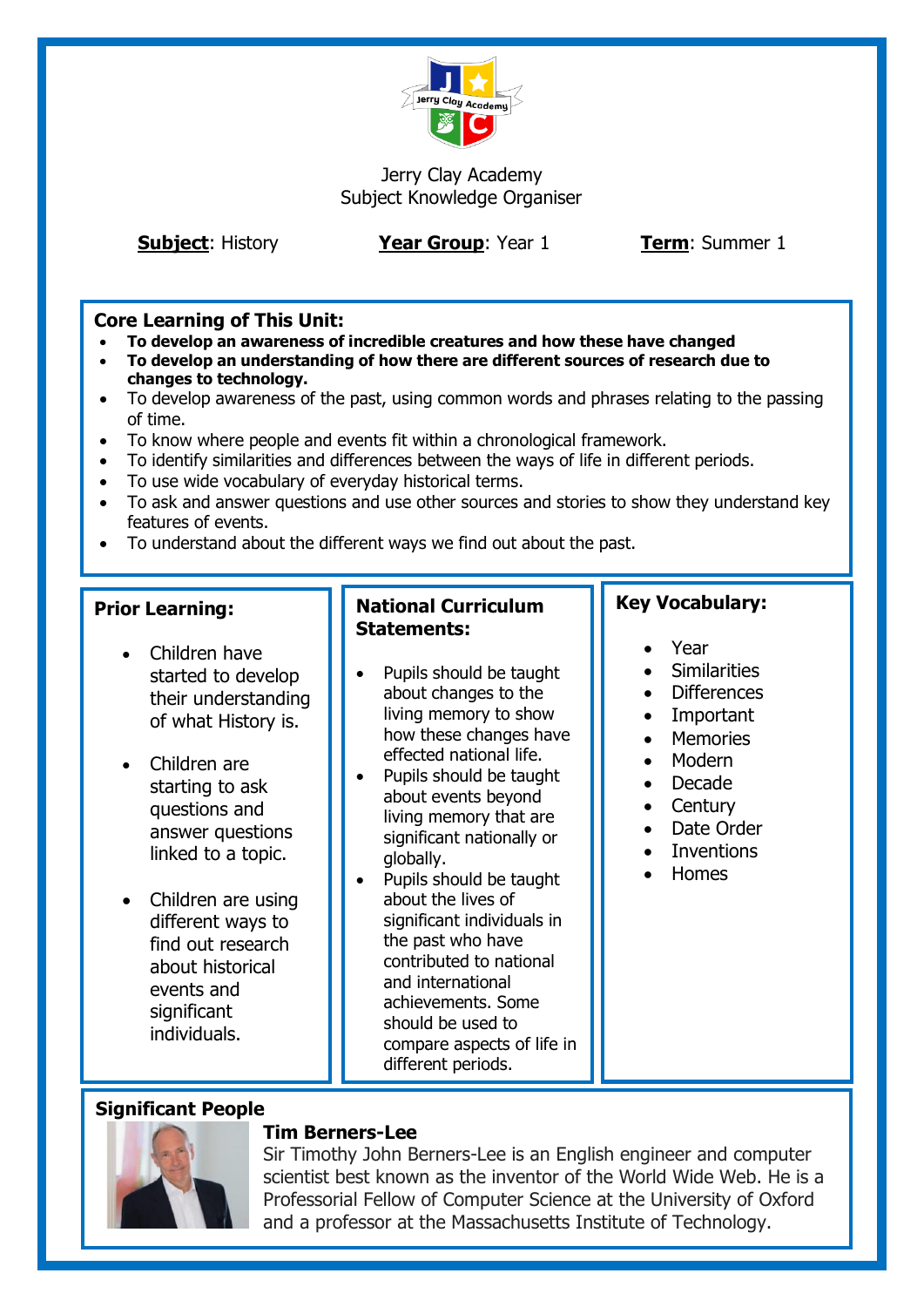Jerry Clay Academy
Subject Knowledge Organiser

**Subject**: History **Year Group**: Year 1 **Term**: Summer 1

## Core Learning of This Unit:

- **To develop an awareness of incredible creatures and how these have changed**
- **To develop an understanding of how there are different sources of research due to changes to technology.**
- To develop awareness of the past, using common words and phrases relating to the passing of time.
- To know where people and events fit within a chronological framework.
- To identify similarities and differences between the ways of life in different periods.
- To use wide vocabulary of everyday historical terms.
- To ask and answer questions and use other sources and stories to show they understand key features of events.
- To understand about the different ways we find out about the past.

## Prior Learning:

- Children have started to develop their understanding of what History is.
- Children are starting to ask questions and answer questions linked to a topic.
- Children are using different ways to find out research about historical events and significant individuals.

## National Curriculum Statements:

- Pupils should be taught about changes to the living memory to show how these changes have effected national life.
- Pupils should be taught about events beyond living memory that are significant nationally or globally.
- Pupils should be taught about the lives of significant individuals in the past who have contributed to national and international achievements. Some should be used to compare aspects of life in different periods.

## Key Vocabulary:

- Year
- Similarities
- Differences
- Important
- Memories
- Modern
- Decade
- Century
- Date Order
- Inventions
- Homes

## Significant People

### Tim Berners-Lee

Sir Timothy John Berners-Lee is an English engineer and computer scientist best known as the inventor of the World Wide Web. He is a Professorial Fellow of Computer Science at the University of Oxford and a professor at the Massachusetts Institute of Technology.